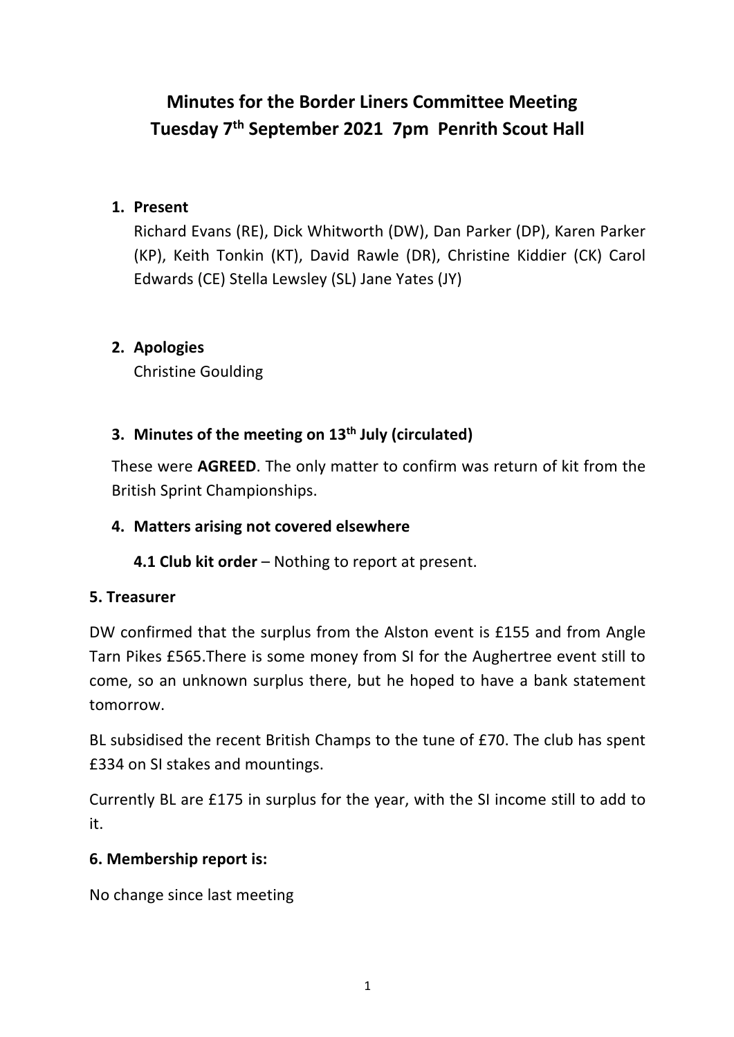# Minutes for the Border Liners Committee Meeting
# Tuesday 7th September 2021 7pm Penrith Scout Hall

1. **Present**

   Richard Evans (RE), Dick Whitworth (DW), Dan Parker (DP), Karen Parker (KP), Keith Tonkin (KT), David Rawle (DR), Christine Kiddier (CK) Carol Edwards (CE) Stella Lewsley (SL) Jane Yates (JY)

2. **Apologies**

   Christine Goulding

3. **Minutes of the meeting on 13th July (circulated)**

   These were **AGREED**. The only matter to confirm was return of kit from the British Sprint Championships.

4. **Matters arising not covered elsewhere**

   **4.1 Club kit order** – Nothing to report at present.

**5. Treasurer**

DW confirmed that the surplus from the Alston event is £155 and from Angle Tarn Pikes £565.There is some money from SI for the Aughertree event still to come, so an unknown surplus there, but he hoped to have a bank statement tomorrow.

BL subsidised the recent British Champs to the tune of £70. The club has spent £334 on SI stakes and mountings.

Currently BL are £175 in surplus for the year, with the SI income still to add to it.

**6. Membership report is:**

No change since last meeting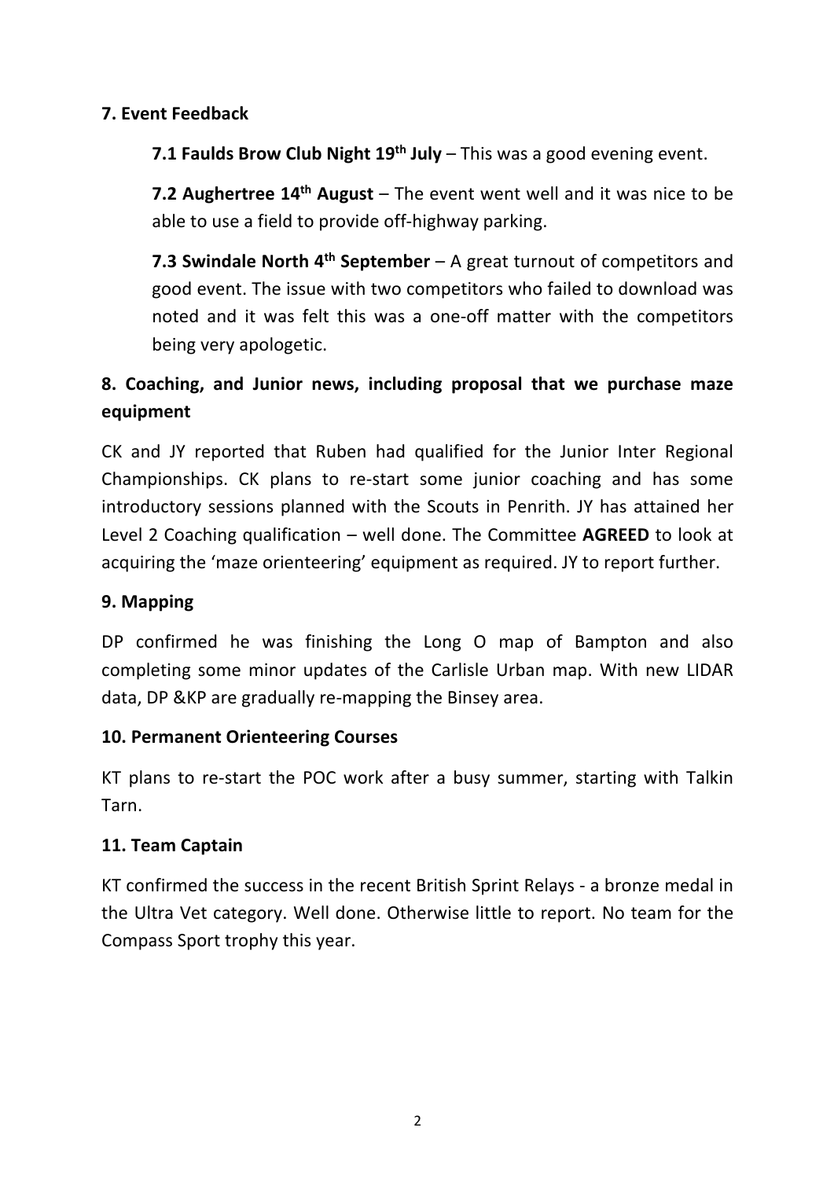## 7. Event Feedback

**7.1 Faulds Brow Club Night 19th July** – This was a good evening event.

**7.2 Aughertree 14th August** – The event went well and it was nice to be able to use a field to provide off-highway parking.

**7.3 Swindale North 4th September** – A great turnout of competitors and good event. The issue with two competitors who failed to download was noted and it was felt this was a one-off matter with the competitors being very apologetic.

## 8. Coaching, and Junior news, including proposal that we purchase maze equipment

CK and JY reported that Ruben had qualified for the Junior Inter Regional Championships. CK plans to re-start some junior coaching and has some introductory sessions planned with the Scouts in Penrith. JY has attained her Level 2 Coaching qualification – well done. The Committee **AGREED** to look at acquiring the 'maze orienteering' equipment as required. JY to report further.

## 9. Mapping

DP confirmed he was finishing the Long O map of Bampton and also completing some minor updates of the Carlisle Urban map. With new LIDAR data, DP &KP are gradually re-mapping the Binsey area.

## 10. Permanent Orienteering Courses

KT plans to re-start the POC work after a busy summer, starting with Talkin Tarn.

## 11. Team Captain

KT confirmed the success in the recent British Sprint Relays - a bronze medal in the Ultra Vet category. Well done. Otherwise little to report. No team for the Compass Sport trophy this year.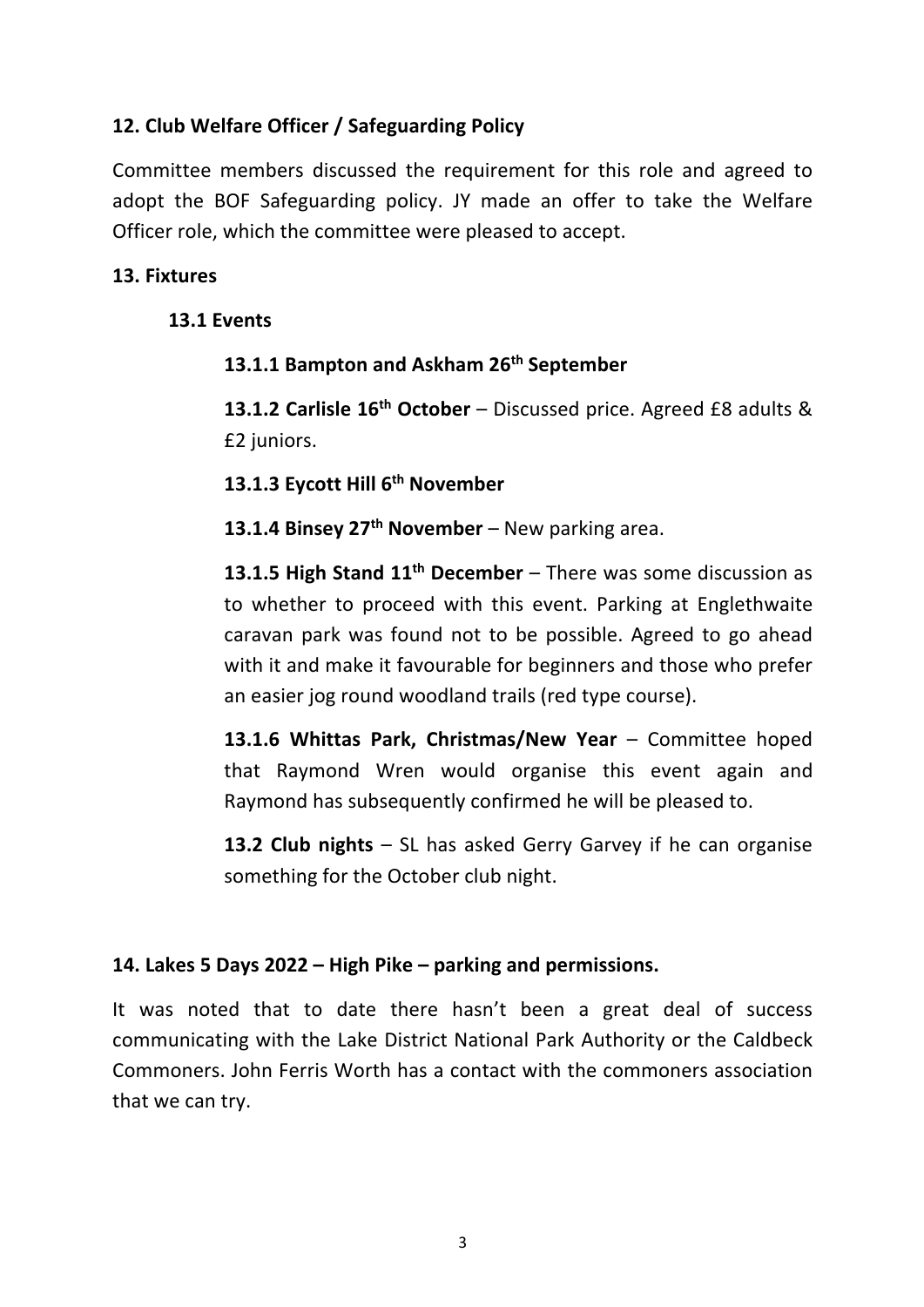### 12. Club Welfare Officer / Safeguarding Policy

Committee members discussed the requirement for this role and agreed to adopt the BOF Safeguarding policy. JY made an offer to take the Welfare Officer role, which the committee were pleased to accept.

### 13. Fixtures

#### 13.1 Events

**13.1.1 Bampton and Askham 26th September**

**13.1.2 Carlisle 16th October** – Discussed price. Agreed £8 adults & £2 juniors.

**13.1.3 Eycott Hill 6th November**

**13.1.4 Binsey 27th November** – New parking area.

**13.1.5 High Stand 11th December** – There was some discussion as to whether to proceed with this event. Parking at Englethwaite caravan park was found not to be possible. Agreed to go ahead with it and make it favourable for beginners and those who prefer an easier jog round woodland trails (red type course).

**13.1.6 Whittas Park, Christmas/New Year** – Committee hoped that Raymond Wren would organise this event again and Raymond has subsequently confirmed he will be pleased to.

**13.2 Club nights** – SL has asked Gerry Garvey if he can organise something for the October club night.

### 14. Lakes 5 Days 2022 – High Pike – parking and permissions.

It was noted that to date there hasn't been a great deal of success communicating with the Lake District National Park Authority or the Caldbeck Commoners. John Ferris Worth has a contact with the commoners association that we can try.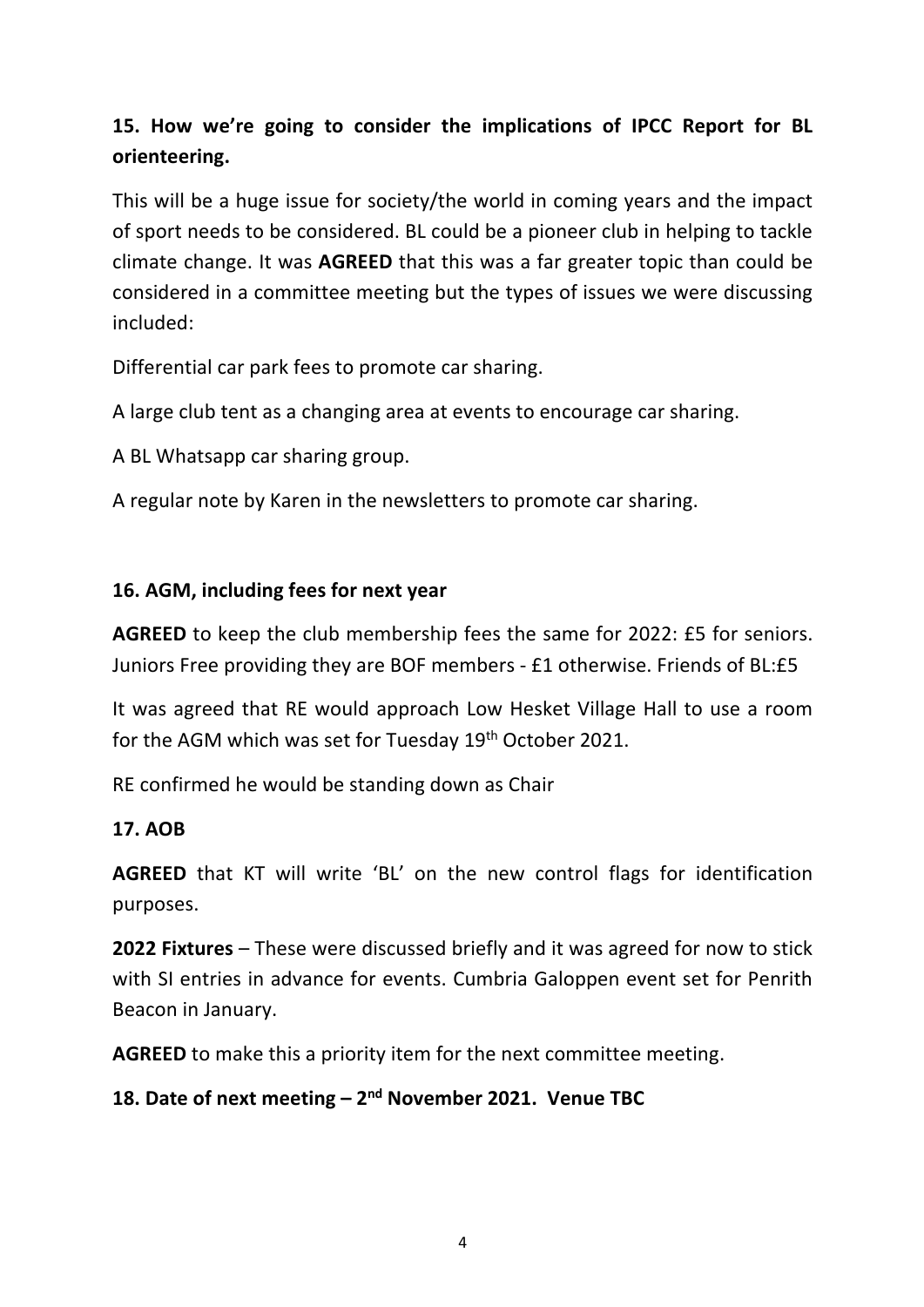**15. How we're going to consider the implications of IPCC Report for BL orienteering.**

This will be a huge issue for society/the world in coming years and the impact of sport needs to be considered. BL could be a pioneer club in helping to tackle climate change. It was **AGREED** that this was a far greater topic than could be considered in a committee meeting but the types of issues we were discussing included:

Differential car park fees to promote car sharing.

A large club tent as a changing area at events to encourage car sharing.

A BL Whatsapp car sharing group.

A regular note by Karen in the newsletters to promote car sharing.

**16. AGM, including fees for next year**

**AGREED** to keep the club membership fees the same for 2022: £5 for seniors. Juniors Free providing they are BOF members - £1 otherwise. Friends of BL:£5

It was agreed that RE would approach Low Hesket Village Hall to use a room for the AGM which was set for Tuesday 19th October 2021.

RE confirmed he would be standing down as Chair

**17. AOB**

**AGREED** that KT will write 'BL' on the new control flags for identification purposes.

**2022 Fixtures** – These were discussed briefly and it was agreed for now to stick with SI entries in advance for events. Cumbria Galoppen event set for Penrith Beacon in January.

**AGREED** to make this a priority item for the next committee meeting.

**18. Date of next meeting – 2nd November 2021. Venue TBC**